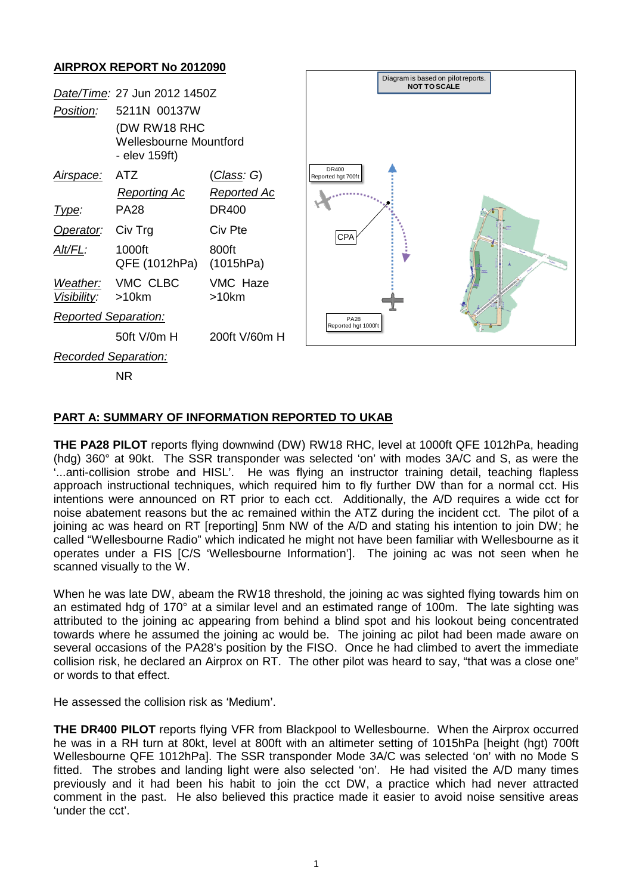## AIRPROX REPORT No 2012090

| | | |
|---|---|---|
| *Date/Time:* | 27 Jun 2012 1450Z | |
| *Position:* | 5211N 00137W (DW RW18 RHC Wellesbourne Mountford - elev 159ft) | |
| *Airspace:* | ATZ | (*Class: G*) |
| | *Reporting Ac* | *Reported Ac* |
| *Type:* | PA28 | DR400 |
| *Operator:* | Civ Trg | Civ Pte |
| *Alt/FL:* | 1000ft QFE (1012hPa) | 800ft (1015hPa) |
| *Weather:* | VMC CLBC | VMC Haze |
| *Visibility:* | >10km | >10km |
| *Reported Separation:* | | |
| | 50ft V/0m H | 200ft V/60m H |
| *Recorded Separation:* | | |
| | NR | |

Diagram is based on pilot reports. **NOT TO SCALE**

DR400 Reported hgt 700ft

CPA

PA28 Reported hgt 1000ft

## PART A: SUMMARY OF INFORMATION REPORTED TO UKAB

**THE PA28 PILOT** reports flying downwind (DW) RW18 RHC, level at 1000ft QFE 1012hPa, heading (hdg) 360° at 90kt. The SSR transponder was selected 'on' with modes 3A/C and S, as were the '...anti-collision strobe and HISL'. He was flying an instructor training detail, teaching flapless approach instructional techniques, which required him to fly further DW than for a normal cct. His intentions were announced on RT prior to each cct. Additionally, the A/D requires a wide cct for noise abatement reasons but the ac remained within the ATZ during the incident cct. The pilot of a joining ac was heard on RT [reporting] 5nm NW of the A/D and stating his intention to join DW; he called "Wellesbourne Radio" which indicated he might not have been familiar with Wellesbourne as it operates under a FIS [C/S 'Wellesbourne Information']. The joining ac was not seen when he scanned visually to the W.

When he was late DW, abeam the RW18 threshold, the joining ac was sighted flying towards him on an estimated hdg of 170° at a similar level and an estimated range of 100m. The late sighting was attributed to the joining ac appearing from behind a blind spot and his lookout being concentrated towards where he assumed the joining ac would be. The joining ac pilot had been made aware on several occasions of the PA28's position by the FISO. Once he had climbed to avert the immediate collision risk, he declared an Airprox on RT. The other pilot was heard to say, "that was a close one" or words to that effect.

He assessed the collision risk as 'Medium'.

**THE DR400 PILOT** reports flying VFR from Blackpool to Wellesbourne. When the Airprox occurred he was in a RH turn at 80kt, level at 800ft with an altimeter setting of 1015hPa [height (hgt) 700ft Wellesbourne QFE 1012hPa]. The SSR transponder Mode 3A/C was selected 'on' with no Mode S fitted. The strobes and landing light were also selected 'on'. He had visited the A/D many times previously and it had been his habit to join the cct DW, a practice which had never attracted comment in the past. He also believed this practice made it easier to avoid noise sensitive areas 'under the cct'.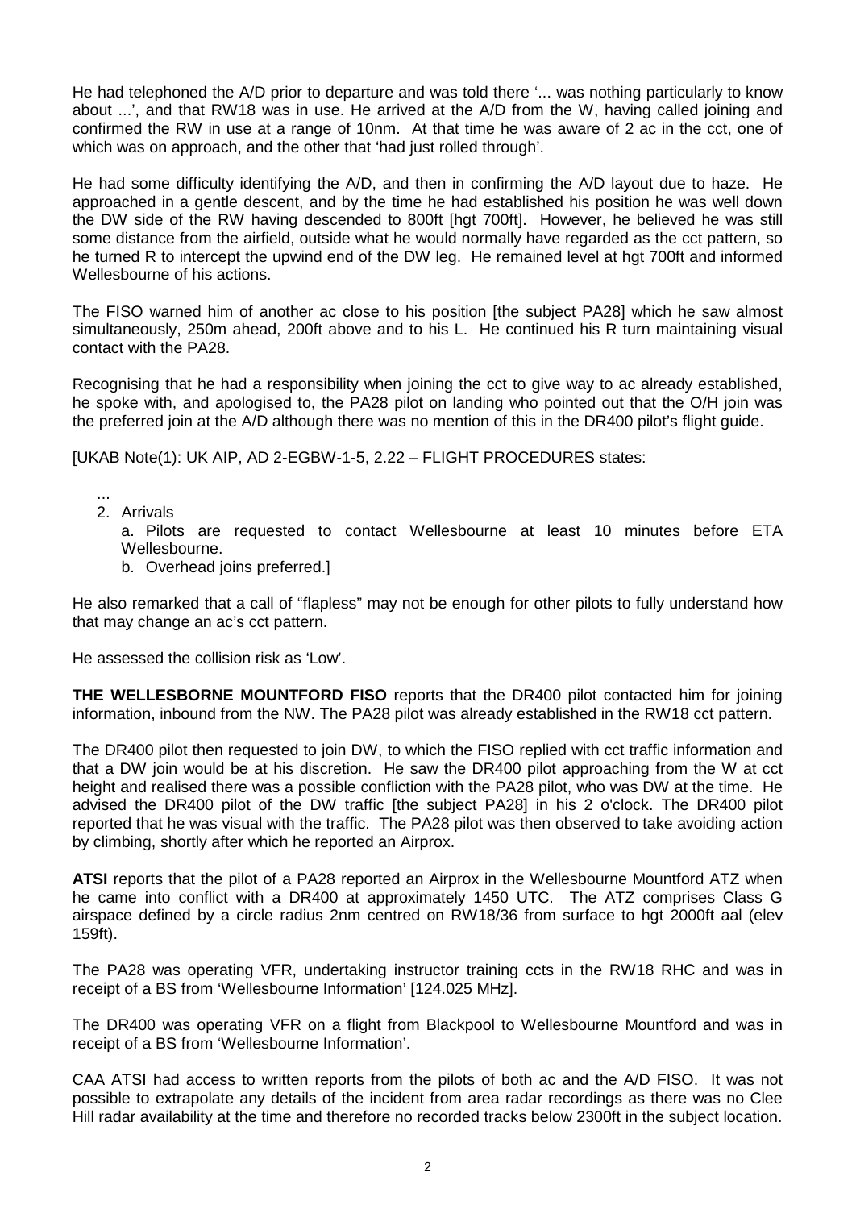He had telephoned the A/D prior to departure and was told there '... was nothing particularly to know about ...', and that RW18 was in use. He arrived at the A/D from the W, having called joining and confirmed the RW in use at a range of 10nm. At that time he was aware of 2 ac in the cct, one of which was on approach, and the other that 'had just rolled through'.

He had some difficulty identifying the A/D, and then in confirming the A/D layout due to haze. He approached in a gentle descent, and by the time he had established his position he was well down the DW side of the RW having descended to 800ft [hgt 700ft]. However, he believed he was still some distance from the airfield, outside what he would normally have regarded as the cct pattern, so he turned R to intercept the upwind end of the DW leg. He remained level at hgt 700ft and informed Wellesbourne of his actions.

The FISO warned him of another ac close to his position [the subject PA28] which he saw almost simultaneously, 250m ahead, 200ft above and to his L. He continued his R turn maintaining visual contact with the PA28.

Recognising that he had a responsibility when joining the cct to give way to ac already established, he spoke with, and apologised to, the PA28 pilot on landing who pointed out that the O/H join was the preferred join at the A/D although there was no mention of this in the DR400 pilot's flight guide.

[UKAB Note(1): UK AIP, AD 2-EGBW-1-5, 2.22 – FLIGHT PROCEDURES states:

...

2. Arrivals
   a. Pilots are requested to contact Wellesbourne at least 10 minutes before ETA Wellesbourne.
   b. Overhead joins preferred.]

He also remarked that a call of "flapless" may not be enough for other pilots to fully understand how that may change an ac's cct pattern.

He assessed the collision risk as 'Low'.

**THE WELLESBORNE MOUNTFORD FISO** reports that the DR400 pilot contacted him for joining information, inbound from the NW. The PA28 pilot was already established in the RW18 cct pattern.

The DR400 pilot then requested to join DW, to which the FISO replied with cct traffic information and that a DW join would be at his discretion. He saw the DR400 pilot approaching from the W at cct height and realised there was a possible confliction with the PA28 pilot, who was DW at the time. He advised the DR400 pilot of the DW traffic [the subject PA28] in his 2 o'clock. The DR400 pilot reported that he was visual with the traffic. The PA28 pilot was then observed to take avoiding action by climbing, shortly after which he reported an Airprox.

**ATSI** reports that the pilot of a PA28 reported an Airprox in the Wellesbourne Mountford ATZ when he came into conflict with a DR400 at approximately 1450 UTC. The ATZ comprises Class G airspace defined by a circle radius 2nm centred on RW18/36 from surface to hgt 2000ft aal (elev 159ft).

The PA28 was operating VFR, undertaking instructor training ccts in the RW18 RHC and was in receipt of a BS from 'Wellesbourne Information' [124.025 MHz].

The DR400 was operating VFR on a flight from Blackpool to Wellesbourne Mountford and was in receipt of a BS from 'Wellesbourne Information'.

CAA ATSI had access to written reports from the pilots of both ac and the A/D FISO. It was not possible to extrapolate any details of the incident from area radar recordings as there was no Clee Hill radar availability at the time and therefore no recorded tracks below 2300ft in the subject location.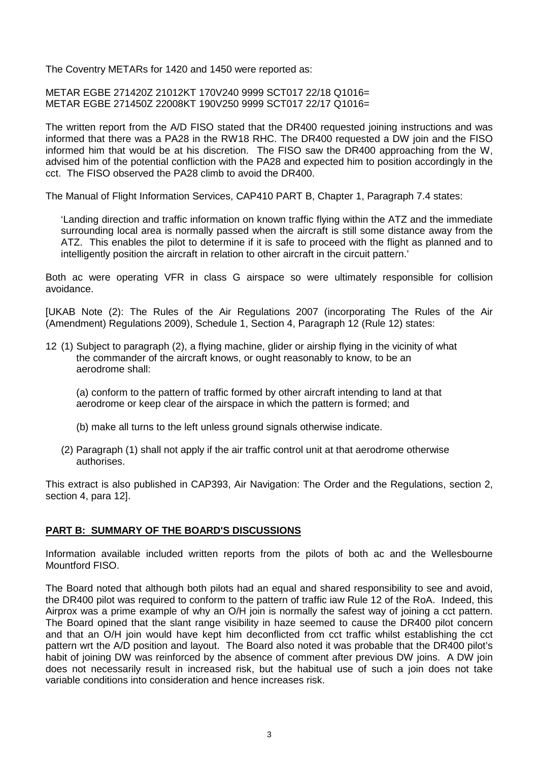The Coventry METARs for 1420 and 1450 were reported as:

METAR EGBE 271420Z 21012KT 170V240 9999 SCT017 22/18 Q1016=
METAR EGBE 271450Z 22008KT 190V250 9999 SCT017 22/17 Q1016=

The written report from the A/D FISO stated that the DR400 requested joining instructions and was informed that there was a PA28 in the RW18 RHC. The DR400 requested a DW join and the FISO informed him that would be at his discretion. The FISO saw the DR400 approaching from the W, advised him of the potential confliction with the PA28 and expected him to position accordingly in the cct. The FISO observed the PA28 climb to avoid the DR400.

The Manual of Flight Information Services, CAP410 PART B, Chapter 1, Paragraph 7.4 states:

> 'Landing direction and traffic information on known traffic flying within the ATZ and the immediate surrounding local area is normally passed when the aircraft is still some distance away from the ATZ. This enables the pilot to determine if it is safe to proceed with the flight as planned and to intelligently position the aircraft in relation to other aircraft in the circuit pattern.'

Both ac were operating VFR in class G airspace so were ultimately responsible for collision avoidance.

[UKAB Note (2): The Rules of the Air Regulations 2007 (incorporating The Rules of the Air (Amendment) Regulations 2009), Schedule 1, Section 4, Paragraph 12 (Rule 12) states:

12 (1) Subject to paragraph (2), a flying machine, glider or airship flying in the vicinity of what the commander of the aircraft knows, or ought reasonably to know, to be an aerodrome shall:

(a) conform to the pattern of traffic formed by other aircraft intending to land at that aerodrome or keep clear of the airspace in which the pattern is formed; and

(b) make all turns to the left unless ground signals otherwise indicate.

(2) Paragraph (1) shall not apply if the air traffic control unit at that aerodrome otherwise authorises.

This extract is also published in CAP393, Air Navigation: The Order and the Regulations, section 2, section 4, para 12].

## PART B: SUMMARY OF THE BOARD'S DISCUSSIONS

Information available included written reports from the pilots of both ac and the Wellesbourne Mountford FISO.

The Board noted that although both pilots had an equal and shared responsibility to see and avoid, the DR400 pilot was required to conform to the pattern of traffic iaw Rule 12 of the RoA. Indeed, this Airprox was a prime example of why an O/H join is normally the safest way of joining a cct pattern. The Board opined that the slant range visibility in haze seemed to cause the DR400 pilot concern and that an O/H join would have kept him deconflicted from cct traffic whilst establishing the cct pattern wrt the A/D position and layout. The Board also noted it was probable that the DR400 pilot's habit of joining DW was reinforced by the absence of comment after previous DW joins. A DW join does not necessarily result in increased risk, but the habitual use of such a join does not take variable conditions into consideration and hence increases risk.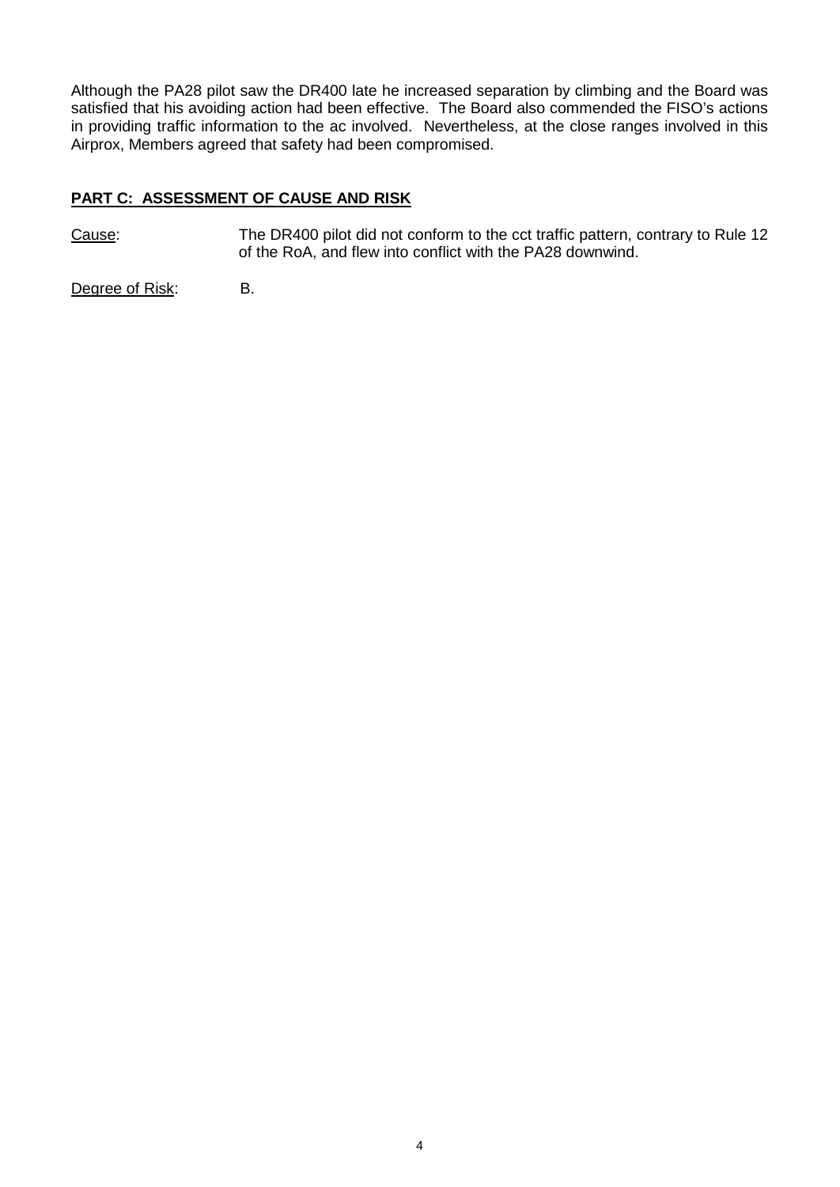Although the PA28 pilot saw the DR400 late he increased separation by climbing and the Board was satisfied that his avoiding action had been effective. The Board also commended the FISO's actions in providing traffic information to the ac involved. Nevertheless, at the close ranges involved in this Airprox, Members agreed that safety had been compromised.

## PART C: ASSESSMENT OF CAUSE AND RISK

Cause: The DR400 pilot did not conform to the cct traffic pattern, contrary to Rule 12 of the RoA, and flew into conflict with the PA28 downwind.

Degree of Risk: B.